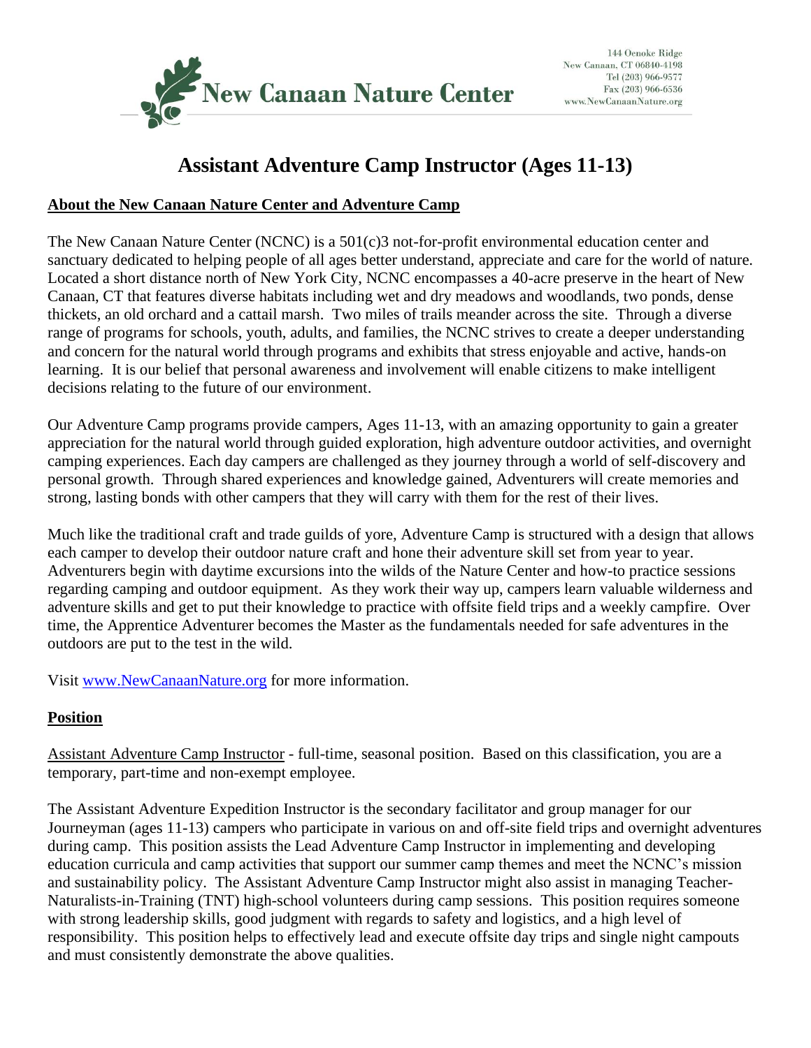New Canaan Nature Center

144 Oenoke Ridge
New Canaan, CT 06840-4198
Tel (203) 966-9577
Fax (203) 966-6536
www.NewCanaanNature.org

# Assistant Adventure Camp Instructor (Ages 11-13)

## About the New Canaan Nature Center and Adventure Camp

The New Canaan Nature Center (NCNC) is a 501(c)3 not-for-profit environmental education center and sanctuary dedicated to helping people of all ages better understand, appreciate and care for the world of nature. Located a short distance north of New York City, NCNC encompasses a 40-acre preserve in the heart of New Canaan, CT that features diverse habitats including wet and dry meadows and woodlands, two ponds, dense thickets, an old orchard and a cattail marsh. Two miles of trails meander across the site. Through a diverse range of programs for schools, youth, adults, and families, the NCNC strives to create a deeper understanding and concern for the natural world through programs and exhibits that stress enjoyable and active, hands-on learning. It is our belief that personal awareness and involvement will enable citizens to make intelligent decisions relating to the future of our environment.

Our Adventure Camp programs provide campers, Ages 11-13, with an amazing opportunity to gain a greater appreciation for the natural world through guided exploration, high adventure outdoor activities, and overnight camping experiences. Each day campers are challenged as they journey through a world of self-discovery and personal growth. Through shared experiences and knowledge gained, Adventurers will create memories and strong, lasting bonds with other campers that they will carry with them for the rest of their lives.

Much like the traditional craft and trade guilds of yore, Adventure Camp is structured with a design that allows each camper to develop their outdoor nature craft and hone their adventure skill set from year to year. Adventurers begin with daytime excursions into the wilds of the Nature Center and how-to practice sessions regarding camping and outdoor equipment. As they work their way up, campers learn valuable wilderness and adventure skills and get to put their knowledge to practice with offsite field trips and a weekly campfire. Over time, the Apprentice Adventurer becomes the Master as the fundamentals needed for safe adventures in the outdoors are put to the test in the wild.

Visit [www.NewCanaanNature.org](http://www.NewCanaanNature.org) for more information.

## Position

Assistant Adventure Camp Instructor - full-time, seasonal position. Based on this classification, you are a temporary, part-time and non-exempt employee.

The Assistant Adventure Expedition Instructor is the secondary facilitator and group manager for our Journeyman (ages 11-13) campers who participate in various on and off-site field trips and overnight adventures during camp. This position assists the Lead Adventure Camp Instructor in implementing and developing education curricula and camp activities that support our summer camp themes and meet the NCNC's mission and sustainability policy. The Assistant Adventure Camp Instructor might also assist in managing Teacher-Naturalists-in-Training (TNT) high-school volunteers during camp sessions. This position requires someone with strong leadership skills, good judgment with regards to safety and logistics, and a high level of responsibility. This position helps to effectively lead and execute offsite day trips and single night campouts and must consistently demonstrate the above qualities.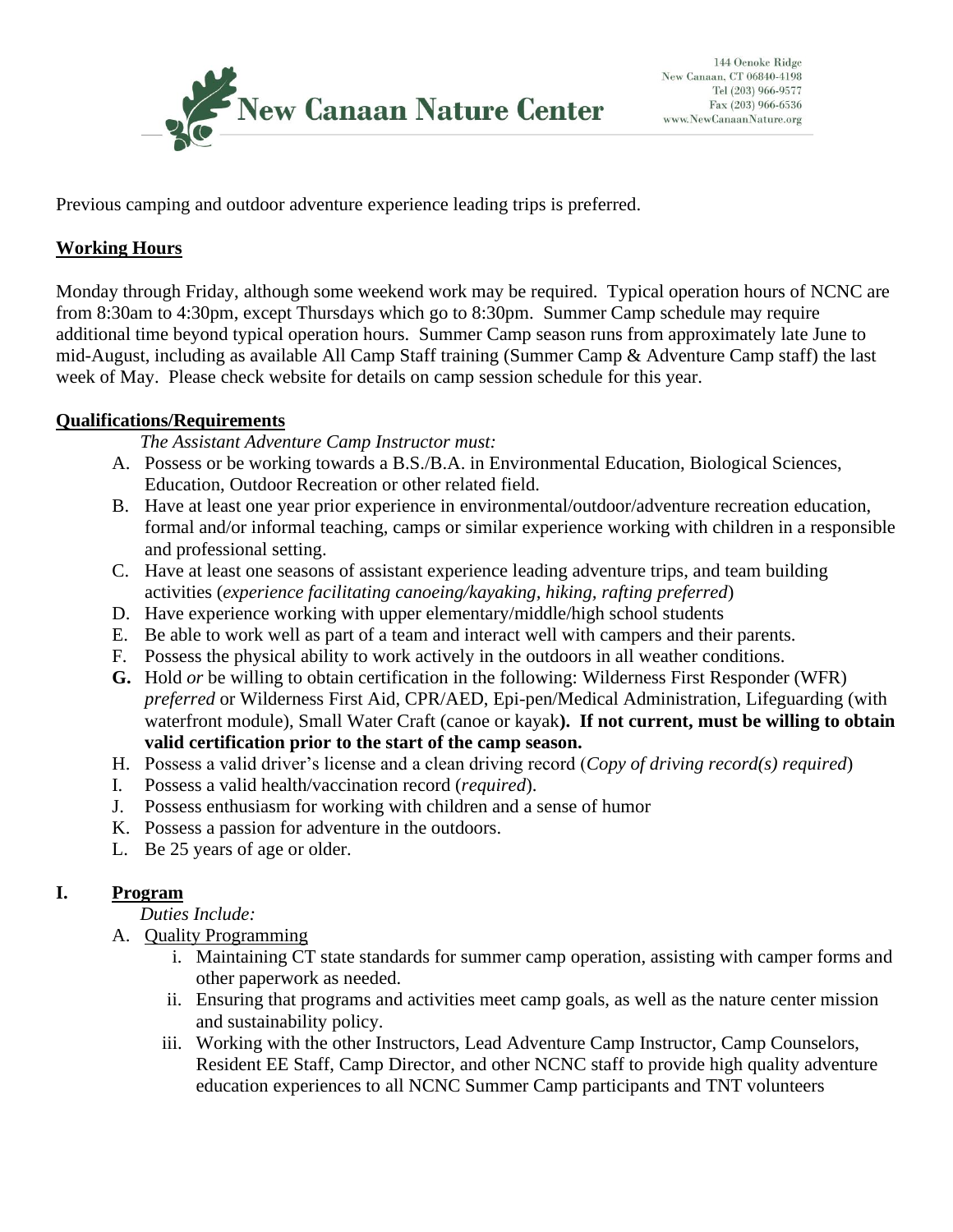Previous camping and outdoor adventure experience leading trips is preferred.

**Working Hours**

Monday through Friday, although some weekend work may be required. Typical operation hours of NCNC are from 8:30am to 4:30pm, except Thursdays which go to 8:30pm. Summer Camp schedule may require additional time beyond typical operation hours. Summer Camp season runs from approximately late June to mid-August, including as available All Camp Staff training (Summer Camp & Adventure Camp staff) the last week of May. Please check website for details on camp session schedule for this year.

**Qualifications/Requirements**

*The Assistant Adventure Camp Instructor must:*

A. Possess or be working towards a B.S./B.A. in Environmental Education, Biological Sciences, Education, Outdoor Recreation or other related field.
B. Have at least one year prior experience in environmental/outdoor/adventure recreation education, formal and/or informal teaching, camps or similar experience working with children in a responsible and professional setting.
C. Have at least one seasons of assistant experience leading adventure trips, and team building activities (*experience facilitating canoeing/kayaking, hiking, rafting preferred*)
D. Have experience working with upper elementary/middle/high school students
E. Be able to work well as part of a team and interact well with campers and their parents.
F. Possess the physical ability to work actively in the outdoors in all weather conditions.
**G.** Hold *or* be willing to obtain certification in the following: Wilderness First Responder (WFR) *preferred* or Wilderness First Aid, CPR/AED, Epi-pen/Medical Administration, Lifeguarding (with waterfront module), Small Water Craft (canoe or kayak**). If not current, must be willing to obtain valid certification prior to the start of the camp season.**
H. Possess a valid driver's license and a clean driving record (*Copy of driving record(s) required*)
I. Possess a valid health/vaccination record (*required*).
J. Possess enthusiasm for working with children and a sense of humor
K. Possess a passion for adventure in the outdoors.
L. Be 25 years of age or older.

## I. Program

*Duties Include:*

A. Quality Programming
   i. Maintaining CT state standards for summer camp operation, assisting with camper forms and other paperwork as needed.
   ii. Ensuring that programs and activities meet camp goals, as well as the nature center mission and sustainability policy.
   iii. Working with the other Instructors, Lead Adventure Camp Instructor, Camp Counselors, Resident EE Staff, Camp Director, and other NCNC staff to provide high quality adventure education experiences to all NCNC Summer Camp participants and TNT volunteers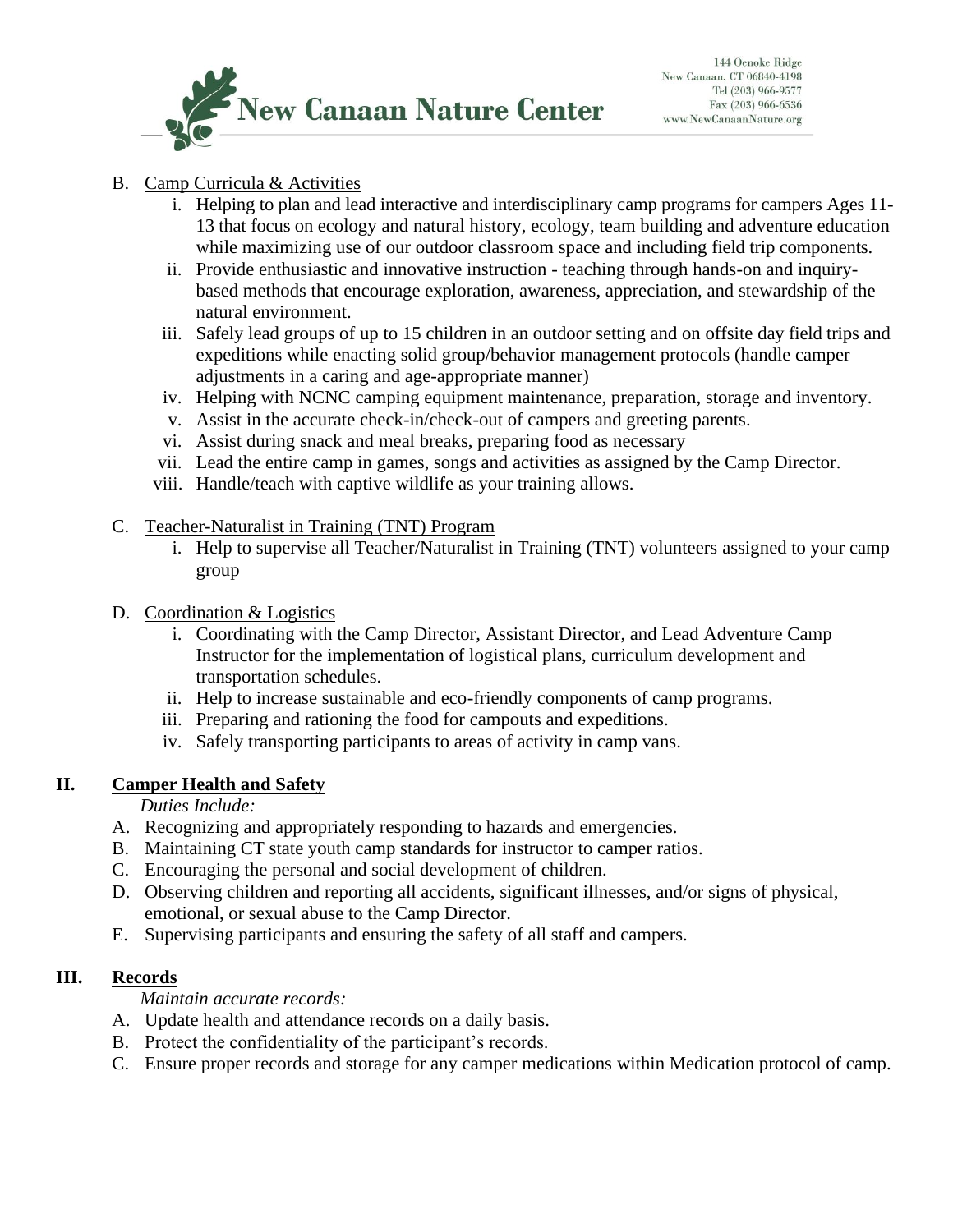B. Camp Curricula & Activities
   i. Helping to plan and lead interactive and interdisciplinary camp programs for campers Ages 11-13 that focus on ecology and natural history, ecology, team building and adventure education while maximizing use of our outdoor classroom space and including field trip components.
   ii. Provide enthusiastic and innovative instruction - teaching through hands-on and inquiry-based methods that encourage exploration, awareness, appreciation, and stewardship of the natural environment.
   iii. Safely lead groups of up to 15 children in an outdoor setting and on offsite day field trips and expeditions while enacting solid group/behavior management protocols (handle camper adjustments in a caring and age-appropriate manner)
   iv. Helping with NCNC camping equipment maintenance, preparation, storage and inventory.
   v. Assist in the accurate check-in/check-out of campers and greeting parents.
   vi. Assist during snack and meal breaks, preparing food as necessary
   vii. Lead the entire camp in games, songs and activities as assigned by the Camp Director.
   viii. Handle/teach with captive wildlife as your training allows.

C. Teacher-Naturalist in Training (TNT) Program
   i. Help to supervise all Teacher/Naturalist in Training (TNT) volunteers assigned to your camp group

D. Coordination & Logistics
   i. Coordinating with the Camp Director, Assistant Director, and Lead Adventure Camp Instructor for the implementation of logistical plans, curriculum development and transportation schedules.
   ii. Help to increase sustainable and eco-friendly components of camp programs.
   iii. Preparing and rationing the food for campouts and expeditions.
   iv. Safely transporting participants to areas of activity in camp vans.

## II. Camper Health and Safety

*Duties Include:*

A. Recognizing and appropriately responding to hazards and emergencies.
B. Maintaining CT state youth camp standards for instructor to camper ratios.
C. Encouraging the personal and social development of children.
D. Observing children and reporting all accidents, significant illnesses, and/or signs of physical, emotional, or sexual abuse to the Camp Director.
E. Supervising participants and ensuring the safety of all staff and campers.

## III. Records

*Maintain accurate records:*

A. Update health and attendance records on a daily basis.
B. Protect the confidentiality of the participant's records.
C. Ensure proper records and storage for any camper medications within Medication protocol of camp.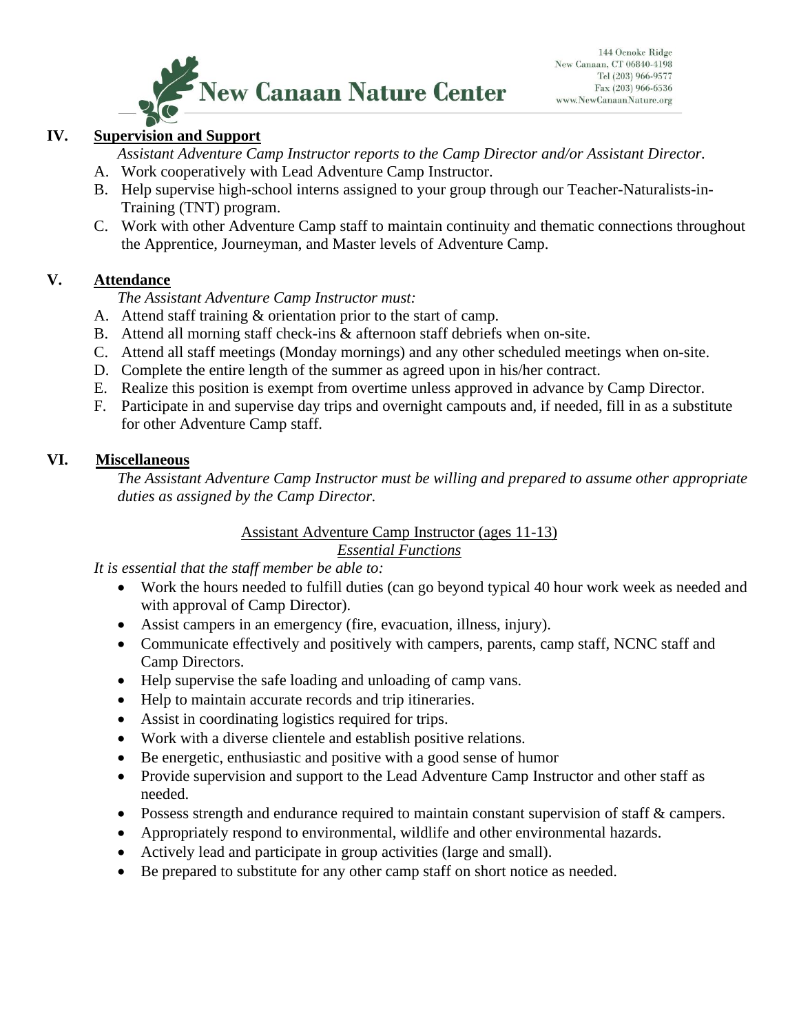## IV. Supervision and Support

*Assistant Adventure Camp Instructor reports to the Camp Director and/or Assistant Director.*

A. Work cooperatively with Lead Adventure Camp Instructor.
B. Help supervise high-school interns assigned to your group through our Teacher-Naturalists-in-Training (TNT) program.
C. Work with other Adventure Camp staff to maintain continuity and thematic connections throughout the Apprentice, Journeyman, and Master levels of Adventure Camp.

## V. Attendance

*The Assistant Adventure Camp Instructor must:*

A. Attend staff training & orientation prior to the start of camp.
B. Attend all morning staff check-ins & afternoon staff debriefs when on-site.
C. Attend all staff meetings (Monday mornings) and any other scheduled meetings when on-site.
D. Complete the entire length of the summer as agreed upon in his/her contract.
E. Realize this position is exempt from overtime unless approved in advance by Camp Director.
F. Participate in and supervise day trips and overnight campouts and, if needed, fill in as a substitute for other Adventure Camp staff.

## VI. Miscellaneous

*The Assistant Adventure Camp Instructor must be willing and prepared to assume other appropriate duties as assigned by the Camp Director.*

### Assistant Adventure Camp Instructor (ages 11-13)

#### *Essential Functions*

*It is essential that the staff member be able to:*

- Work the hours needed to fulfill duties (can go beyond typical 40 hour work week as needed and with approval of Camp Director).
- Assist campers in an emergency (fire, evacuation, illness, injury).
- Communicate effectively and positively with campers, parents, camp staff, NCNC staff and Camp Directors.
- Help supervise the safe loading and unloading of camp vans.
- Help to maintain accurate records and trip itineraries.
- Assist in coordinating logistics required for trips.
- Work with a diverse clientele and establish positive relations.
- Be energetic, enthusiastic and positive with a good sense of humor
- Provide supervision and support to the Lead Adventure Camp Instructor and other staff as needed.
- Possess strength and endurance required to maintain constant supervision of staff & campers.
- Appropriately respond to environmental, wildlife and other environmental hazards.
- Actively lead and participate in group activities (large and small).
- Be prepared to substitute for any other camp staff on short notice as needed.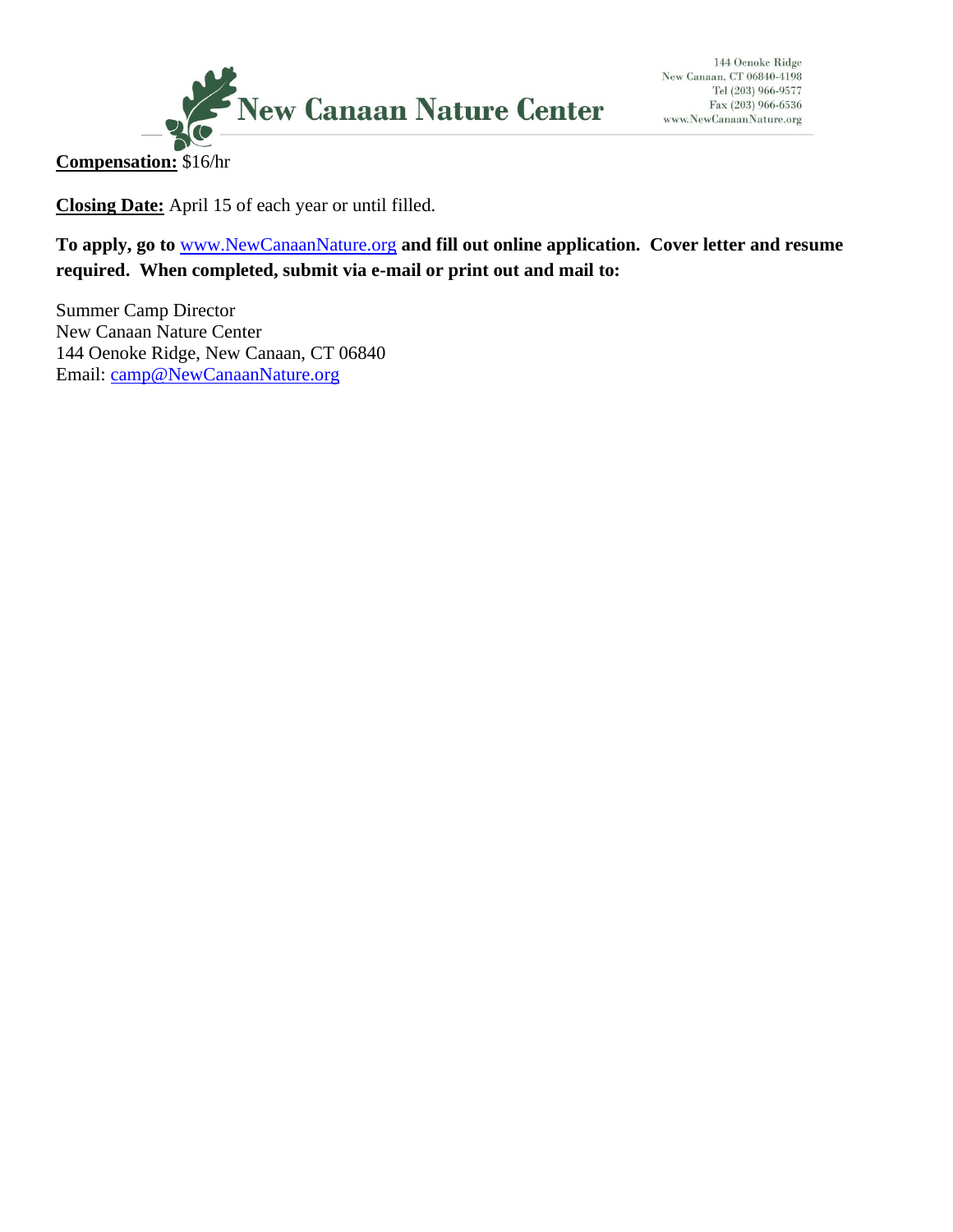**Compensation:** $16/hr

**Closing Date:** April 15 of each year or until filled.

**To apply, go to** [www.NewCanaanNature.org](http://www.NewCanaanNature.org) **and fill out online application. Cover letter and resume required. When completed, submit via e-mail or print out and mail to:**

Summer Camp Director
New Canaan Nature Center
144 Oenoke Ridge, New Canaan, CT 06840
Email: [camp@NewCanaanNature.org](mailto:camp@NewCanaanNature.org)